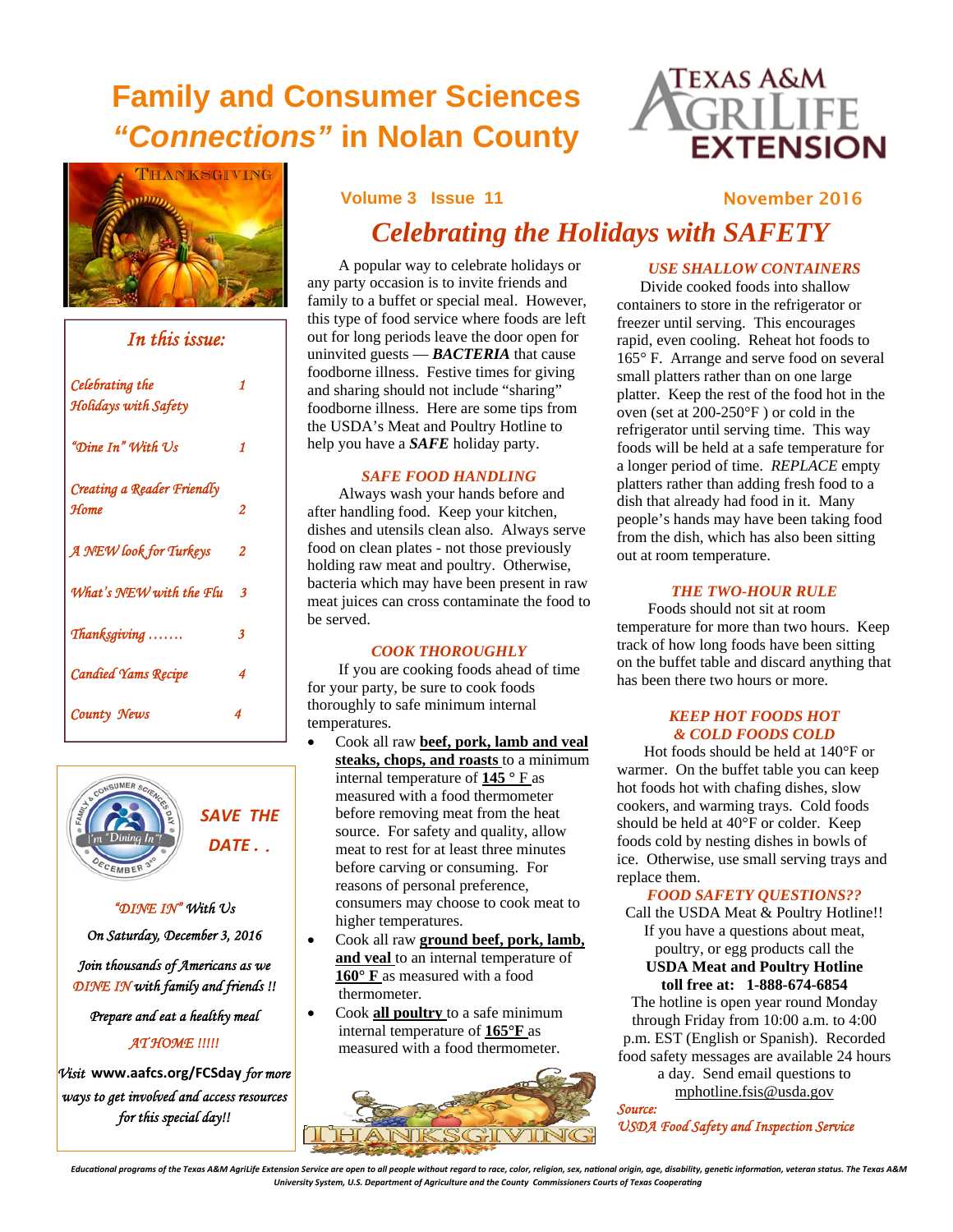# Family and Consumer Sciences *"Connections"* in Nolan County

Texas A&M AgriLife Extension

## *In this issue:*

| | |
|---|---|
| *Celebrating the Holidays with Safety* | *1* |
| *"Dine In" With Us* | *1* |
| *Creating a Reader Friendly Home* | *2* |
| *A NEW look for Turkeys* | *2* |
| *What's NEW with the Flu* | *3* |
| *Thanksgiving …….* | *3* |
| *Candied Yams Recipe* | *4* |
| *County News* | *4* |

***SAVE THE DATE . .***

*"DINE IN" With Us*

*On Saturday, December 3, 2016*

*Join thousands of Americans as we DINE IN with family and friends !!*

*Prepare and eat a healthy meal AT HOME !!!!!*

*Visit* **www.aafcs.org/FCSday** *for more ways to get involved and access resources for this special day!!*

Volume 3 Issue 11 — November 2016

## *Celebrating the Holidays with SAFETY*

A popular way to celebrate holidays or any party occasion is to invite friends and family to a buffet or special meal. However, this type of food service where foods are left out for long periods leave the door open for uninvited guests — ***BACTERIA*** that cause foodborne illness. Festive times for giving and sharing should not include "sharing" foodborne illness. Here are some tips from the USDA's Meat and Poultry Hotline to help you have a ***SAFE*** holiday party.

### *SAFE FOOD HANDLING*

Always wash your hands before and after handling food. Keep your kitchen, dishes and utensils clean also. Always serve food on clean plates - not those previously holding raw meat and poultry. Otherwise, bacteria which may have been present in raw meat juices can cross contaminate the food to be served.

### *COOK THOROUGHLY*

If you are cooking foods ahead of time for your party, be sure to cook foods thoroughly to safe minimum internal temperatures.

- Cook all raw **beef, pork, lamb and veal steaks, chops, and roasts** to a minimum internal temperature of **145 °** F as measured with a food thermometer before removing meat from the heat source. For safety and quality, allow meat to rest for at least three minutes before carving or consuming. For reasons of personal preference, consumers may choose to cook meat to higher temperatures.
- Cook all raw **ground beef, pork, lamb, and veal** to an internal temperature of **160° F** as measured with a food thermometer.
- Cook **all poultry** to a safe minimum internal temperature of **165°F** as measured with a food thermometer.

### *USE SHALLOW CONTAINERS*

Divide cooked foods into shallow containers to store in the refrigerator or freezer until serving. This encourages rapid, even cooling. Reheat hot foods to 165° F. Arrange and serve food on several small platters rather than on one large platter. Keep the rest of the food hot in the oven (set at 200-250°F ) or cold in the refrigerator until serving time. This way foods will be held at a safe temperature for a longer period of time. *REPLACE* empty platters rather than adding fresh food to a dish that already had food in it. Many people's hands may have been taking food from the dish, which has also been sitting out at room temperature.

### *THE TWO-HOUR RULE*

Foods should not sit at room temperature for more than two hours. Keep track of how long foods have been sitting on the buffet table and discard anything that has been there two hours or more.

### *KEEP HOT FOODS HOT & COLD FOODS COLD*

Hot foods should be held at 140°F or warmer. On the buffet table you can keep hot foods hot with chafing dishes, slow cookers, and warming trays. Cold foods should be held at 40°F or colder. Keep foods cold by nesting dishes in bowls of ice. Otherwise, use small serving trays and replace them.

### *FOOD SAFETY QUESTIONS??*

Call the USDA Meat & Poultry Hotline!! If you have a questions about meat, poultry, or egg products call the **USDA Meat and Poultry Hotline toll free at: 1-888-674-6854** The hotline is open year round Monday through Friday from 10:00 a.m. to 4:00 p.m. EST (English or Spanish). Recorded food safety messages are available 24 hours a day. Send email questions to mphotline.fsis@usda.gov

*Source: USDA Food Safety and Inspection Service*

*Educational programs of the Texas A&M AgriLife Extension Service are open to all people without regard to race, color, religion, sex, national origin, age, disability, genetic information, veteran status. The Texas A&M University System, U.S. Department of Agriculture and the County Commissioners Courts of Texas Cooperating*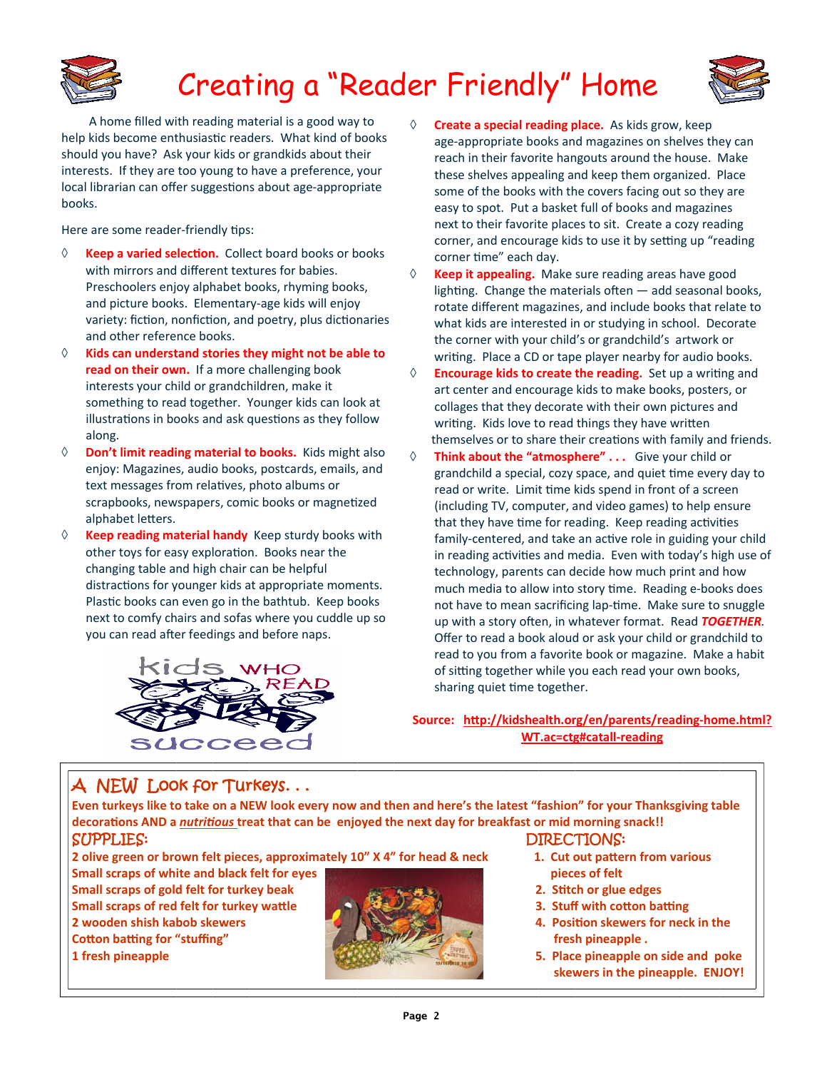# Creating a "Reader Friendly" Home

A home filled with reading material is a good way to help kids become enthusiastic readers. What kind of books should you have? Ask your kids or grandkids about their interests. If they are too young to have a preference, your local librarian can offer suggestions about age-appropriate books.

Here are some reader-friendly tips:

- **Keep a varied selection.** Collect board books or books with mirrors and different textures for babies. Preschoolers enjoy alphabet books, rhyming books, and picture books. Elementary-age kids will enjoy variety: fiction, nonfiction, and poetry, plus dictionaries and other reference books.
- **Kids can understand stories they might not be able to read on their own.** If a more challenging book interests your child or grandchildren, make it something to read together. Younger kids can look at illustrations in books and ask questions as they follow along.
- **Don't limit reading material to books.** Kids might also enjoy: Magazines, audio books, postcards, emails, and text messages from relatives, photo albums or scrapbooks, newspapers, comic books or magnetized alphabet letters.
- **Keep reading material handy** Keep sturdy books with other toys for easy exploration. Books near the changing table and high chair can be helpful distractions for younger kids at appropriate moments. Plastic books can even go in the bathtub. Keep books next to comfy chairs and sofas where you cuddle up so you can read after feedings and before naps.
- **Create a special reading place.** As kids grow, keep age-appropriate books and magazines on shelves they can reach in their favorite hangouts around the house. Make these shelves appealing and keep them organized. Place some of the books with the covers facing out so they are easy to spot. Put a basket full of books and magazines next to their favorite places to sit. Create a cozy reading corner, and encourage kids to use it by setting up "reading corner time" each day.
- **Keep it appealing.** Make sure reading areas have good lighting. Change the materials often — add seasonal books, rotate different magazines, and include books that relate to what kids are interested in or studying in school. Decorate the corner with your child's or grandchild's artwork or writing. Place a CD or tape player nearby for audio books.
- **Encourage kids to create the reading.** Set up a writing and art center and encourage kids to make books, posters, or collages that they decorate with their own pictures and writing. Kids love to read things they have written themselves or to share their creations with family and friends.
- **Think about the "atmosphere" . . .** Give your child or grandchild a special, cozy space, and quiet time every day to read or write. Limit time kids spend in front of a screen (including TV, computer, and video games) to help ensure that they have time for reading. Keep reading activities family-centered, and take an active role in guiding your child in reading activities and media. Even with today's high use of technology, parents can decide how much print and how much media to allow into story time. Reading e-books does not have to mean sacrificing lap-time. Make sure to snuggle up with a story often, in whatever format. Read ***TOGETHER***. Offer to read a book aloud or ask your child or grandchild to read to you from a favorite book or magazine. Make a habit of sitting together while you each read your own books, sharing quiet time together.

Kids WHO READ succeed

**Source: http://kidshealth.org/en/parents/reading-home.html?WT.ac=ctg#catall-reading**

## A NEW Look for Turkeys. . .

**Even turkeys like to take on a NEW look every now and then and here's the latest "fashion" for your Thanksgiving table decorations AND a *nutritious* treat that can be enjoyed the next day for breakfast or mid morning snack!!**

### SUPPLIES:

**2 olive green or brown felt pieces, approximately 10" X 4" for head & neck**
**Small scraps of white and black felt for eyes**
**Small scraps of gold felt for turkey beak**
**Small scraps of red felt for turkey wattle**
**2 wooden shish kabob skewers**
**Cotton batting for "stuffing"**
**1 fresh pineapple**

### DIRECTIONS:

1. **Cut out pattern from various pieces of felt**
2. **Stitch or glue edges**
3. **Stuff with cotton batting**
4. **Position skewers for neck in the fresh pineapple .**
5. **Place pineapple on side and poke skewers in the pineapple. ENJOY!**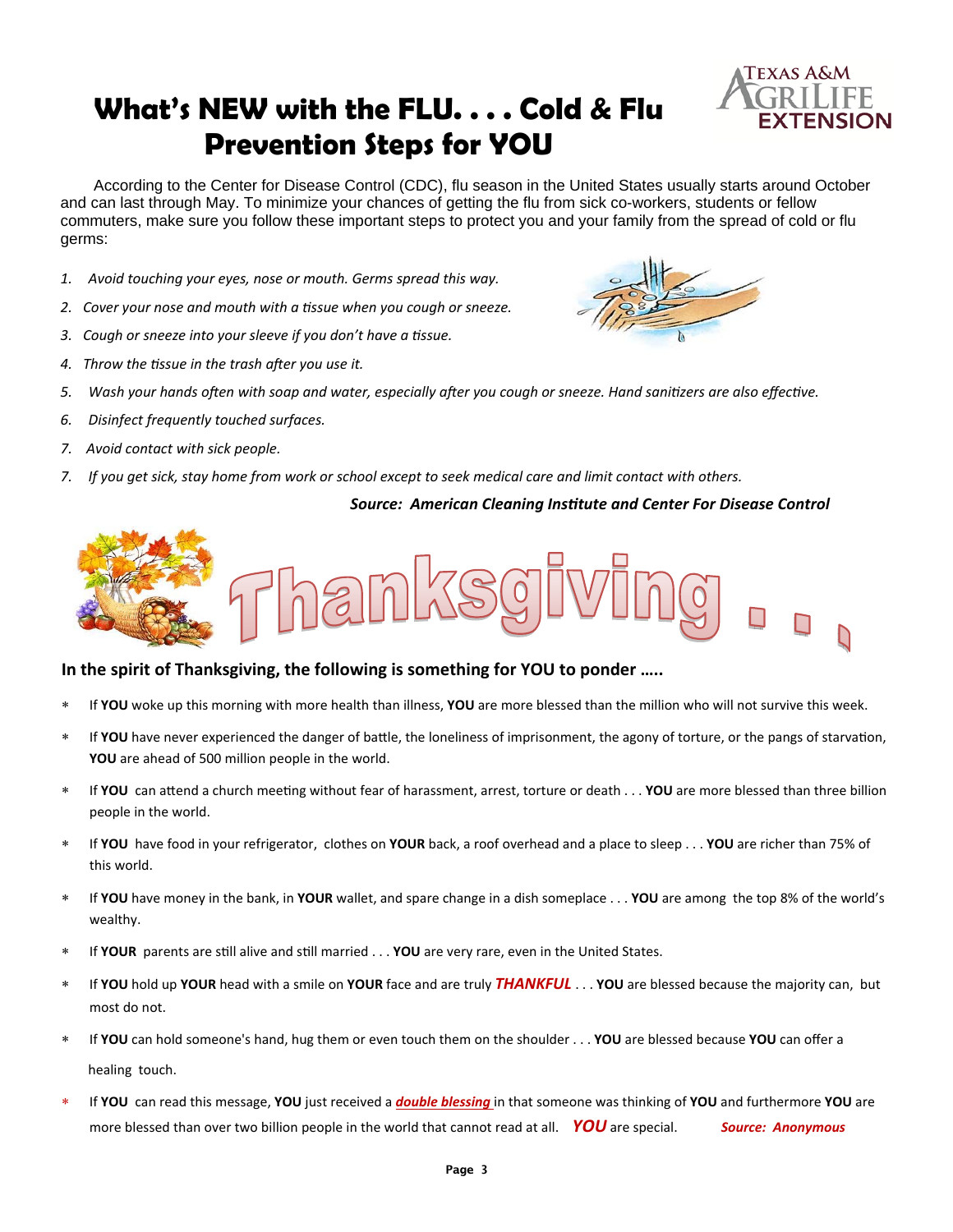# What's NEW with the FLU. . . . Cold & Flu Prevention Steps for YOU

According to the Center for Disease Control (CDC), flu season in the United States usually starts around October and can last through May. To minimize your chances of getting the flu from sick co-workers, students or fellow commuters, make sure you follow these important steps to protect you and your family from the spread of cold or flu germs:

1. *Avoid touching your eyes, nose or mouth. Germs spread this way.*
2. *Cover your nose and mouth with a tissue when you cough or sneeze.*
3. *Cough or sneeze into your sleeve if you don't have a tissue.*
4. *Throw the tissue in the trash after you use it.*
5. *Wash your hands often with soap and water, especially after you cough or sneeze. Hand sanitizers are also effective.*
6. *Disinfect frequently touched surfaces.*
7. *Avoid contact with sick people.*
7. *If you get sick, stay home from work or school except to seek medical care and limit contact with others.*

***Source: American Cleaning Institute and Center For Disease Control***

# Thanksgiving . . .

**In the spirit of Thanksgiving, the following is something for YOU to ponder …..**

- If **YOU** woke up this morning with more health than illness, **YOU** are more blessed than the million who will not survive this week.
- If **YOU** have never experienced the danger of battle, the loneliness of imprisonment, the agony of torture, or the pangs of starvation, **YOU** are ahead of 500 million people in the world.
- If **YOU** can attend a church meeting without fear of harassment, arrest, torture or death . . . **YOU** are more blessed than three billion people in the world.
- If **YOU** have food in your refrigerator, clothes on **YOUR** back, a roof overhead and a place to sleep . . . **YOU** are richer than 75% of this world.
- If **YOU** have money in the bank, in **YOUR** wallet, and spare change in a dish someplace . . . **YOU** are among the top 8% of the world's wealthy.
- If **YOUR** parents are still alive and still married . . . **YOU** are very rare, even in the United States.
- If **YOU** hold up **YOUR** head with a smile on **YOUR** face and are truly ***THANKFUL*** . . . **YOU** are blessed because the majority can, but most do not.
- If **YOU** can hold someone's hand, hug them or even touch them on the shoulder . . . **YOU** are blessed because **YOU** can offer a healing touch.
- If **YOU** can read this message, **YOU** just received a ***double blessing*** in that someone was thinking of **YOU** and furthermore **YOU** are more blessed than over two billion people in the world that cannot read at all. ***YOU*** are special. ***Source: Anonymous***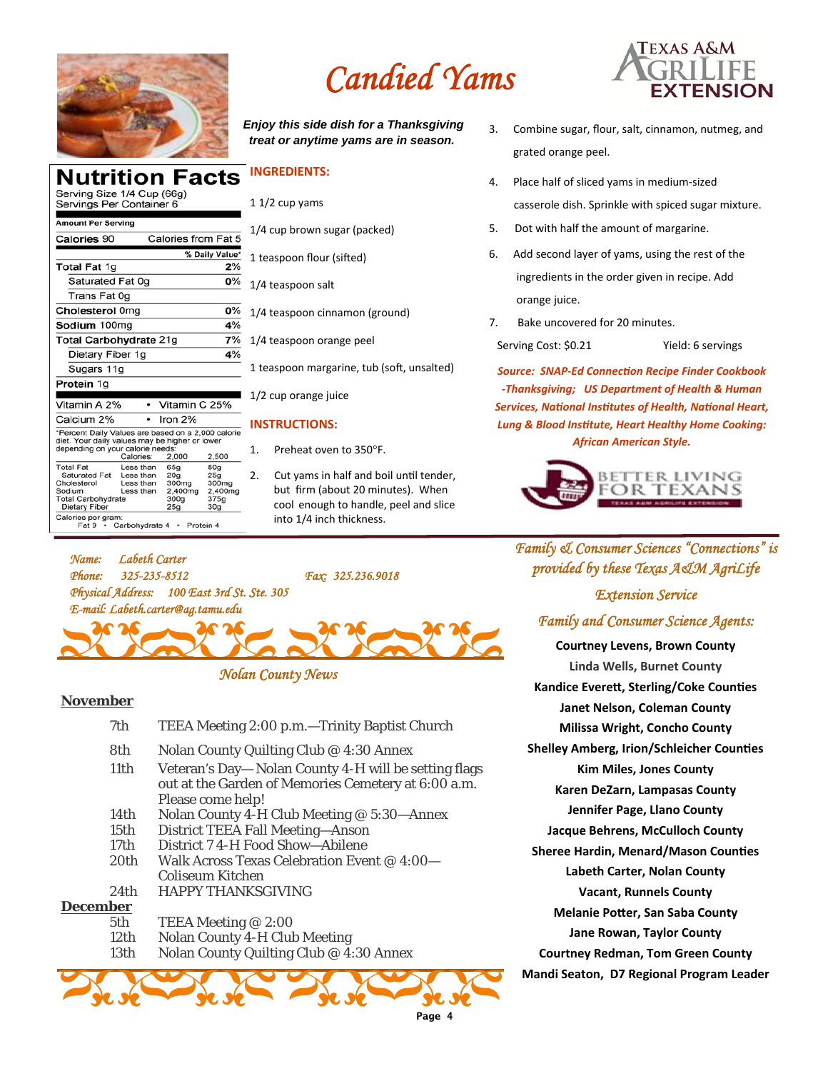# Candied Yams

*Enjoy this side dish for a Thanksgiving treat or anytime yams are in season.*

## Nutrition Facts

Serving Size 1/4 Cup (66g)
Servings Per Container 6

| Amount Per Serving | |
|---|---|
| Calories 90 | Calories from Fat 5 |
| | % Daily Value* |
| **Total Fat** 1g | 2% |
| Saturated Fat 0g | 0% |
| Trans Fat 0g | |
| **Cholesterol** 0mg | 0% |
| **Sodium** 100mg | 4% |
| **Total Carbohydrate** 21g | 7% |
| Dietary Fiber 1g | 4% |
| Sugars 11g | |
| **Protein** 1g | |
| Vitamin A 2% • Vitamin C 25% | |
| Calcium 2% • Iron 2% | |

*Percent Daily Values are based on a 2,000 calorie diet. Your daily values may be higher or lower depending on your calorie needs:

| | Calories: | 2,000 | 2,500 |
|---|---|---|---|
| Total Fat | Less than | 65g | 80g |
| Saturated Fat | Less than | 20g | 25g |
| Cholesterol | Less than | 300mg | 300mg |
| Sodium | Less than | 2,400mg | 2,400mg |
| Total Carbohydrate | | 300g | 375g |
| Dietary Fiber | | 25g | 30g |

Calories per gram:
Fat 9 • Carbohydrate 4 • Protein 4

## INGREDIENTS:

1 1/2 cup yams

1/4 cup brown sugar (packed)

1 teaspoon flour (sifted)

1/4 teaspoon salt

1/4 teaspoon cinnamon (ground)

1/4 teaspoon orange peel

1 teaspoon margarine, tub (soft, unsalted)

1/2 cup orange juice

## INSTRUCTIONS:

1. Preheat oven to 350°F.
2. Cut yams in half and boil until tender, but firm (about 20 minutes). When cool enough to handle, peel and slice into 1/4 inch thickness.
3. Combine sugar, flour, salt, cinnamon, nutmeg, and grated orange peel.
4. Place half of sliced yams in medium-sized casserole dish. Sprinkle with spiced sugar mixture.
5. Dot with half the amount of margarine.
6. Add second layer of yams, using the rest of the ingredients in the order given in recipe. Add orange juice.
7. Bake uncovered for 20 minutes.

Serving Cost: $0.21 Yield: 6 servings

*Source: SNAP-Ed Connection Recipe Finder Cookbook -Thanksgiving; US Department of Health & Human Services, National Institutes of Health, National Heart, Lung & Blood Institute, Heart Healthy Home Cooking: African American Style.*

*Name: Labeth Carter*
*Phone: 325-235-8512* *Fax: 325.236.9018*
*Physical Address: 100 East 3rd St. Ste. 305*
*E-mail: Labeth.carter@ag.tamu.edu*

## *Nolan County News*

**November**

| | |
|---|---|
| 7th | TEEA Meeting 2:00 p.m.—Trinity Baptist Church |
| 8th | Nolan County Quilting Club @ 4:30 Annex |
| 11th | Veteran's Day—Nolan County 4-H will be setting flags out at the Garden of Memories Cemetery at 6:00 a.m. Please come help! |
| 14th | Nolan County 4-H Club Meeting @ 5:30—Annex |
| 15th | District TEEA Fall Meeting—Anson |
| 17th | District 7 4-H Food Show—Abilene |
| 20th | Walk Across Texas Celebration Event @ 4:00—Coliseum Kitchen |
| 24th | HAPPY THANKSGIVING |

**December**

| | |
|---|---|
| 5th | TEEA Meeting @ 2:00 |
| 12th | Nolan County 4-H Club Meeting |
| 13th | Nolan County Quilting Club @ 4:30 Annex |

*Family & Consumer Sciences "Connections" is provided by these Texas A&M AgriLife Extension Service*

*Family and Consumer Science Agents:*

**Courtney Levens, Brown County**
**Linda Wells, Burnet County**
**Kandice Everett, Sterling/Coke Counties**
**Janet Nelson, Coleman County**
**Milissa Wright, Concho County**
**Shelley Amberg, Irion/Schleicher Counties**
**Kim Miles, Jones County**
**Karen DeZarn, Lampasas County**
**Jennifer Page, Llano County**
**Jacque Behrens, McCulloch County**
**Sheree Hardin, Menard/Mason Counties**
**Labeth Carter, Nolan County**
**Vacant, Runnels County**
**Melanie Potter, San Saba County**
**Jane Rowan, Taylor County**
**Courtney Redman, Tom Green County**
**Mandi Seaton, D7 Regional Program Leader**